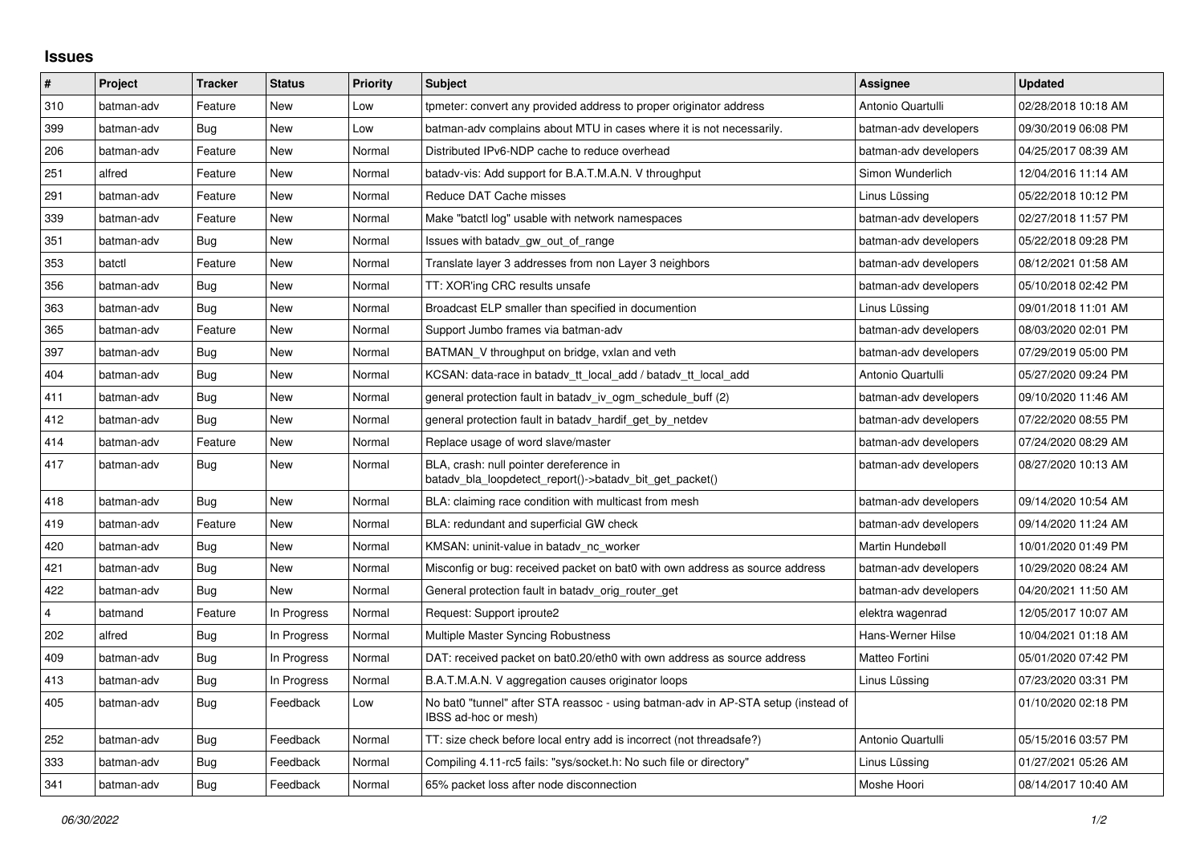## Issues

| # | Project | Tracker | Status | Priority | Subject | Assignee | Updated |
|---|---|---|---|---|---|---|---|
| 310 | batman-adv | Feature | New | Low | tpmeter: convert any provided address to proper originator address | Antonio Quartulli | 02/28/2018 10:18 AM |
| 399 | batman-adv | Bug | New | Low | batman-adv complains about MTU in cases where it is not necessarily. | batman-adv developers | 09/30/2019 06:08 PM |
| 206 | batman-adv | Feature | New | Normal | Distributed IPv6-NDP cache to reduce overhead | batman-adv developers | 04/25/2017 08:39 AM |
| 251 | alfred | Feature | New | Normal | batadv-vis: Add support for B.A.T.M.A.N. V throughput | Simon Wunderlich | 12/04/2016 11:14 AM |
| 291 | batman-adv | Feature | New | Normal | Reduce DAT Cache misses | Linus Lüssing | 05/22/2018 10:12 PM |
| 339 | batman-adv | Feature | New | Normal | Make "batctl log" usable with network namespaces | batman-adv developers | 02/27/2018 11:57 PM |
| 351 | batman-adv | Bug | New | Normal | Issues with batadv_gw_out_of_range | batman-adv developers | 05/22/2018 09:28 PM |
| 353 | batctl | Feature | New | Normal | Translate layer 3 addresses from non Layer 3 neighbors | batman-adv developers | 08/12/2021 01:58 AM |
| 356 | batman-adv | Bug | New | Normal | TT: XOR'ing CRC results unsafe | batman-adv developers | 05/10/2018 02:42 PM |
| 363 | batman-adv | Bug | New | Normal | Broadcast ELP smaller than specified in documention | Linus Lüssing | 09/01/2018 11:01 AM |
| 365 | batman-adv | Feature | New | Normal | Support Jumbo frames via batman-adv | batman-adv developers | 08/03/2020 02:01 PM |
| 397 | batman-adv | Bug | New | Normal | BATMAN_V throughput on bridge, vxlan and veth | batman-adv developers | 07/29/2019 05:00 PM |
| 404 | batman-adv | Bug | New | Normal | KCSAN: data-race in batadv_tt_local_add / batadv_tt_local_add | Antonio Quartulli | 05/27/2020 09:24 PM |
| 411 | batman-adv | Bug | New | Normal | general protection fault in batadv_iv_ogm_schedule_buff (2) | batman-adv developers | 09/10/2020 11:46 AM |
| 412 | batman-adv | Bug | New | Normal | general protection fault in batadv_hardif_get_by_netdev | batman-adv developers | 07/22/2020 08:55 PM |
| 414 | batman-adv | Feature | New | Normal | Replace usage of word slave/master | batman-adv developers | 07/24/2020 08:29 AM |
| 417 | batman-adv | Bug | New | Normal | BLA, crash: null pointer dereference in batadv_bla_loopdetect_report()->batadv_bit_get_packet() | batman-adv developers | 08/27/2020 10:13 AM |
| 418 | batman-adv | Bug | New | Normal | BLA: claiming race condition with multicast from mesh | batman-adv developers | 09/14/2020 10:54 AM |
| 419 | batman-adv | Feature | New | Normal | BLA: redundant and superficial GW check | batman-adv developers | 09/14/2020 11:24 AM |
| 420 | batman-adv | Bug | New | Normal | KMSAN: uninit-value in batadv_nc_worker | Martin Hundebøll | 10/01/2020 01:49 PM |
| 421 | batman-adv | Bug | New | Normal | Misconfig or bug: received packet on bat0 with own address as source address | batman-adv developers | 10/29/2020 08:24 AM |
| 422 | batman-adv | Bug | New | Normal | General protection fault in batadv_orig_router_get | batman-adv developers | 04/20/2021 11:50 AM |
| 4 | batmand | Feature | In Progress | Normal | Request: Support iproute2 | elektra wagenrad | 12/05/2017 10:07 AM |
| 202 | alfred | Bug | In Progress | Normal | Multiple Master Syncing Robustness | Hans-Werner Hilse | 10/04/2021 01:18 AM |
| 409 | batman-adv | Bug | In Progress | Normal | DAT: received packet on bat0.20/eth0 with own address as source address | Matteo Fortini | 05/01/2020 07:42 PM |
| 413 | batman-adv | Bug | In Progress | Normal | B.A.T.M.A.N. V aggregation causes originator loops | Linus Lüssing | 07/23/2020 03:31 PM |
| 405 | batman-adv | Bug | Feedback | Low | No bat0 "tunnel" after STA reassoc - using batman-adv in AP-STA setup (instead of IBSS ad-hoc or mesh) | | 01/10/2020 02:18 PM |
| 252 | batman-adv | Bug | Feedback | Normal | TT: size check before local entry add is incorrect (not threadsafe?) | Antonio Quartulli | 05/15/2016 03:57 PM |
| 333 | batman-adv | Bug | Feedback | Normal | Compiling 4.11-rc5 fails: "sys/socket.h: No such file or directory" | Linus Lüssing | 01/27/2021 05:26 AM |
| 341 | batman-adv | Bug | Feedback | Normal | 65% packet loss after node disconnection | Moshe Hoori | 08/14/2017 10:40 AM |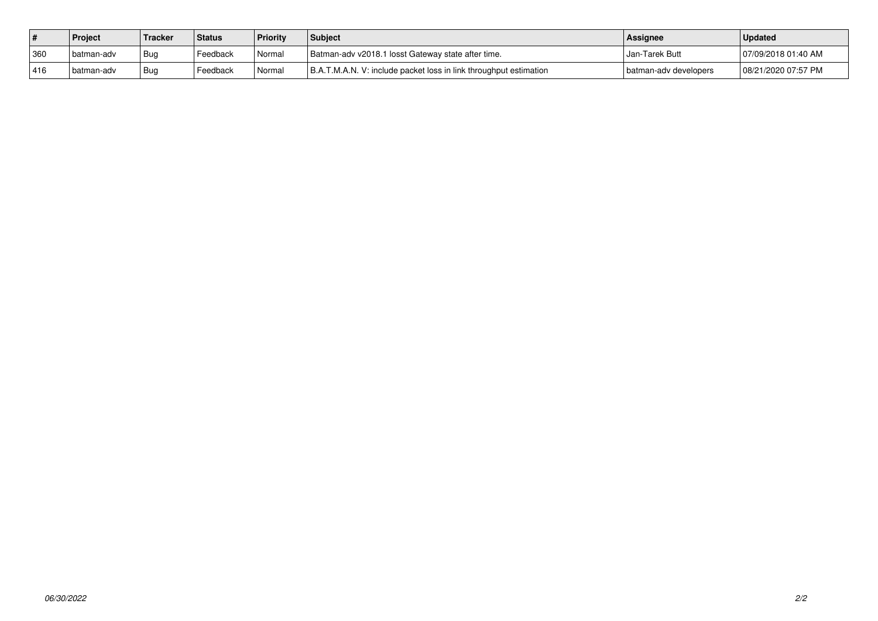| # | Project | Tracker | Status | Priority | Subject | Assignee | Updated |
|---|---|---|---|---|---|---|---|
| 360 | batman-adv | Bug | Feedback | Normal | Batman-adv v2018.1 losst Gateway state after time. | Jan-Tarek Butt | 07/09/2018 01:40 AM |
| 416 | batman-adv | Bug | Feedback | Normal | B.A.T.M.A.N. V: include packet loss in link throughput estimation | batman-adv developers | 08/21/2020 07:57 PM |